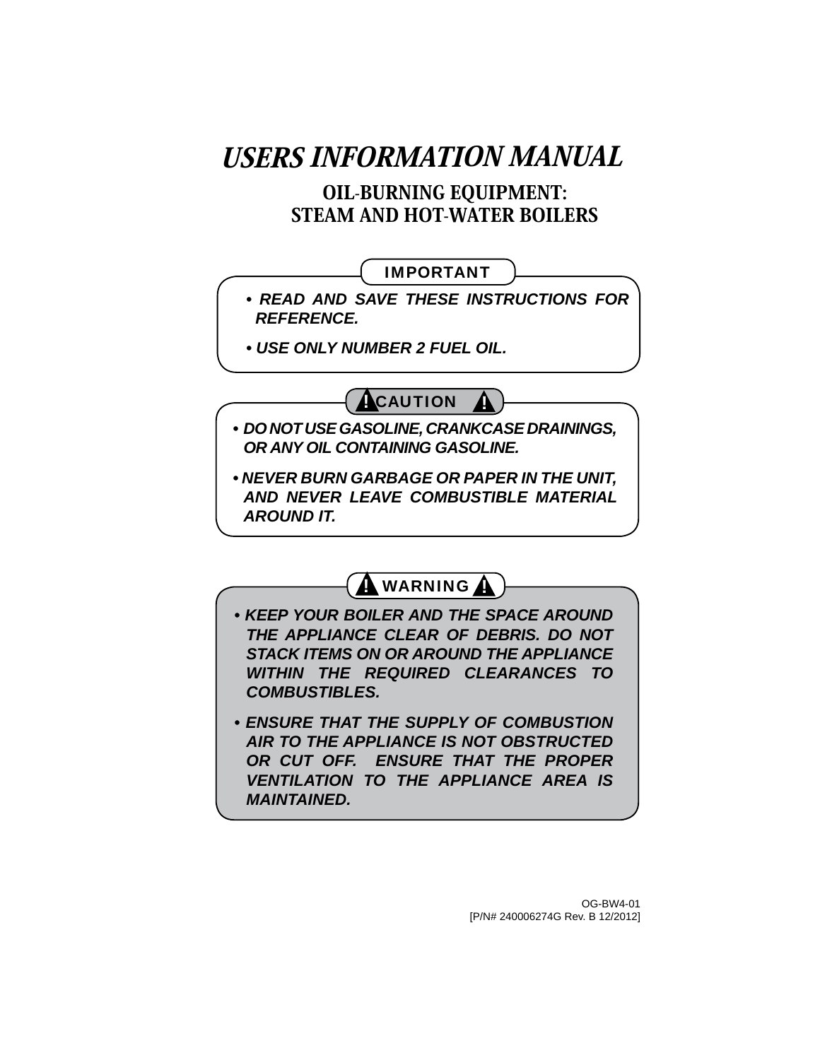# *USERS INFORMATION MANUAL*

## OIL-BURNING EQUIPMENT: STEAM AND HOT-WATER BOILERS

**IMPORTANT**

- ***READ AND SAVE THESE INSTRUCTIONS FOR REFERENCE.***
- ***USE ONLY NUMBER 2 FUEL OIL.***

**⚠ CAUTION ⚠**

- ***DO NOT USE GASOLINE, CRANKCASE DRAININGS, OR ANY OIL CONTAINING GASOLINE.***
- ***NEVER BURN GARBAGE OR PAPER IN THE UNIT, AND NEVER LEAVE COMBUSTIBLE MATERIAL AROUND IT.***

**⚠ WARNING ⚠**

- ***KEEP YOUR BOILER AND THE SPACE AROUND THE APPLIANCE CLEAR OF DEBRIS. DO NOT STACK ITEMS ON OR AROUND THE APPLIANCE WITHIN THE REQUIRED CLEARANCES TO COMBUSTIBLES.***
- ***ENSURE THAT THE SUPPLY OF COMBUSTION AIR TO THE APPLIANCE IS NOT OBSTRUCTED OR CUT OFF. ENSURE THAT THE PROPER VENTILATION TO THE APPLIANCE AREA IS MAINTAINED.***

OG-BW4-01
[P/N# 240006274G Rev. B 12/2012]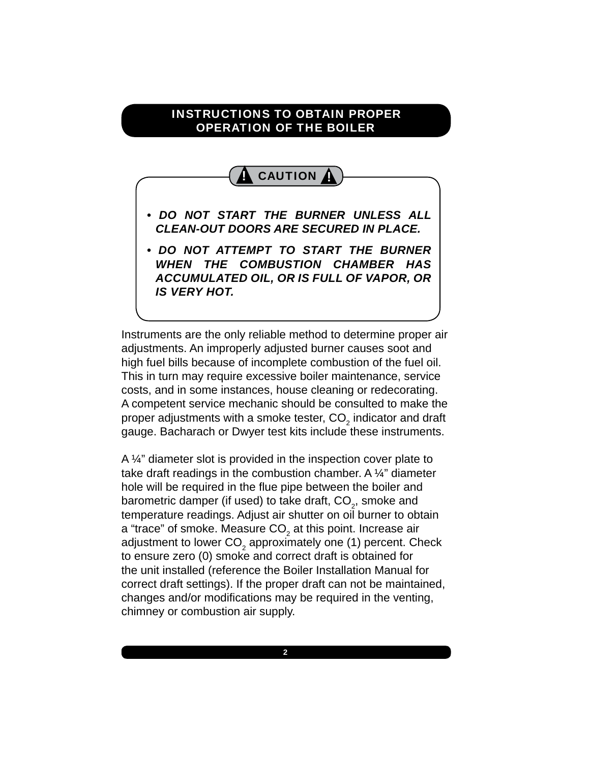## INSTRUCTIONS TO OBTAIN PROPER OPERATION OF THE BOILER

**CAUTION**

- ***DO NOT START THE BURNER UNLESS ALL CLEAN-OUT DOORS ARE SECURED IN PLACE.***
- ***DO NOT ATTEMPT TO START THE BURNER WHEN THE COMBUSTION CHAMBER HAS ACCUMULATED OIL, OR IS FULL OF VAPOR, OR IS VERY HOT.***

Instruments are the only reliable method to determine proper air adjustments. An improperly adjusted burner causes soot and high fuel bills because of incomplete combustion of the fuel oil. This in turn may require excessive boiler maintenance, service costs, and in some instances, house cleaning or redecorating. A competent service mechanic should be consulted to make the proper adjustments with a smoke tester, $CO_2$ indicator and draft gauge. Bacharach or Dwyer test kits include these instruments.

A ¼" diameter slot is provided in the inspection cover plate to take draft readings in the combustion chamber. A ¼" diameter hole will be required in the flue pipe between the boiler and barometric damper (if used) to take draft, $CO_2$, smoke and temperature readings. Adjust air shutter on oil burner to obtain a "trace" of smoke. Measure $CO_2$ at this point. Increase air adjustment to lower $CO_2$ approximately one (1) percent. Check to ensure zero (0) smoke and correct draft is obtained for the unit installed (reference the Boiler Installation Manual for correct draft settings). If the proper draft can not be maintained, changes and/or modifications may be required in the venting, chimney or combustion air supply.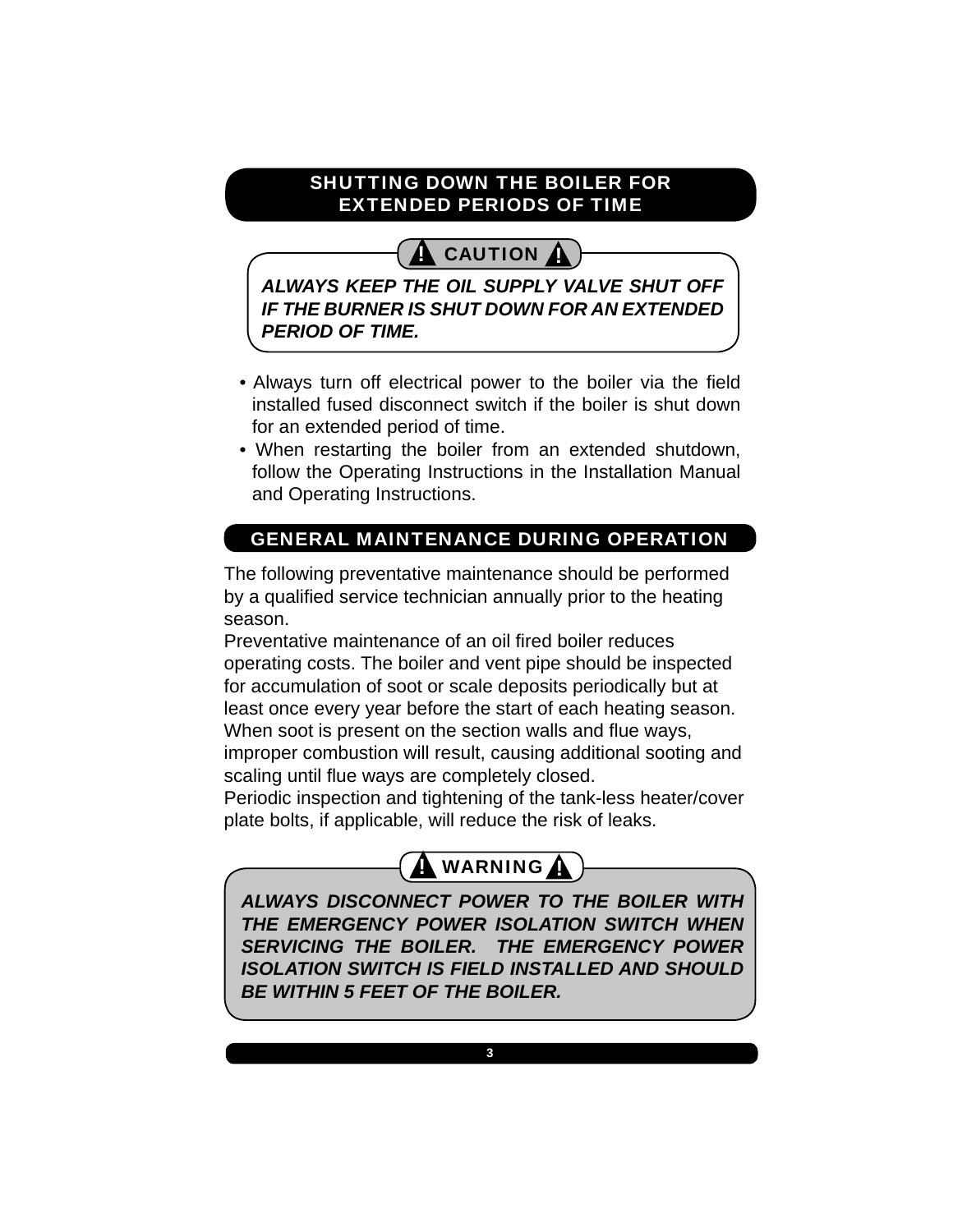## SHUTTING DOWN THE BOILER FOR EXTENDED PERIODS OF TIME

**⚠ CAUTION ⚠**

***ALWAYS KEEP THE OIL SUPPLY VALVE SHUT OFF IF THE BURNER IS SHUT DOWN FOR AN EXTENDED PERIOD OF TIME.***

- Always turn off electrical power to the boiler via the field installed fused disconnect switch if the boiler is shut down for an extended period of time.
- When restarting the boiler from an extended shutdown, follow the Operating Instructions in the Installation Manual and Operating Instructions.

## GENERAL MAINTENANCE DURING OPERATION

The following preventative maintenance should be performed by a qualified service technician annually prior to the heating season.

Preventative maintenance of an oil fired boiler reduces operating costs. The boiler and vent pipe should be inspected for accumulation of soot or scale deposits periodically but at least once every year before the start of each heating season. When soot is present on the section walls and flue ways, improper combustion will result, causing additional sooting and scaling until flue ways are completely closed.

Periodic inspection and tightening of the tank-less heater/cover plate bolts, if applicable, will reduce the risk of leaks.

**⚠ WARNING ⚠**

***ALWAYS DISCONNECT POWER TO THE BOILER WITH THE EMERGENCY POWER ISOLATION SWITCH WHEN SERVICING THE BOILER. THE EMERGENCY POWER ISOLATION SWITCH IS FIELD INSTALLED AND SHOULD BE WITHIN 5 FEET OF THE BOILER.***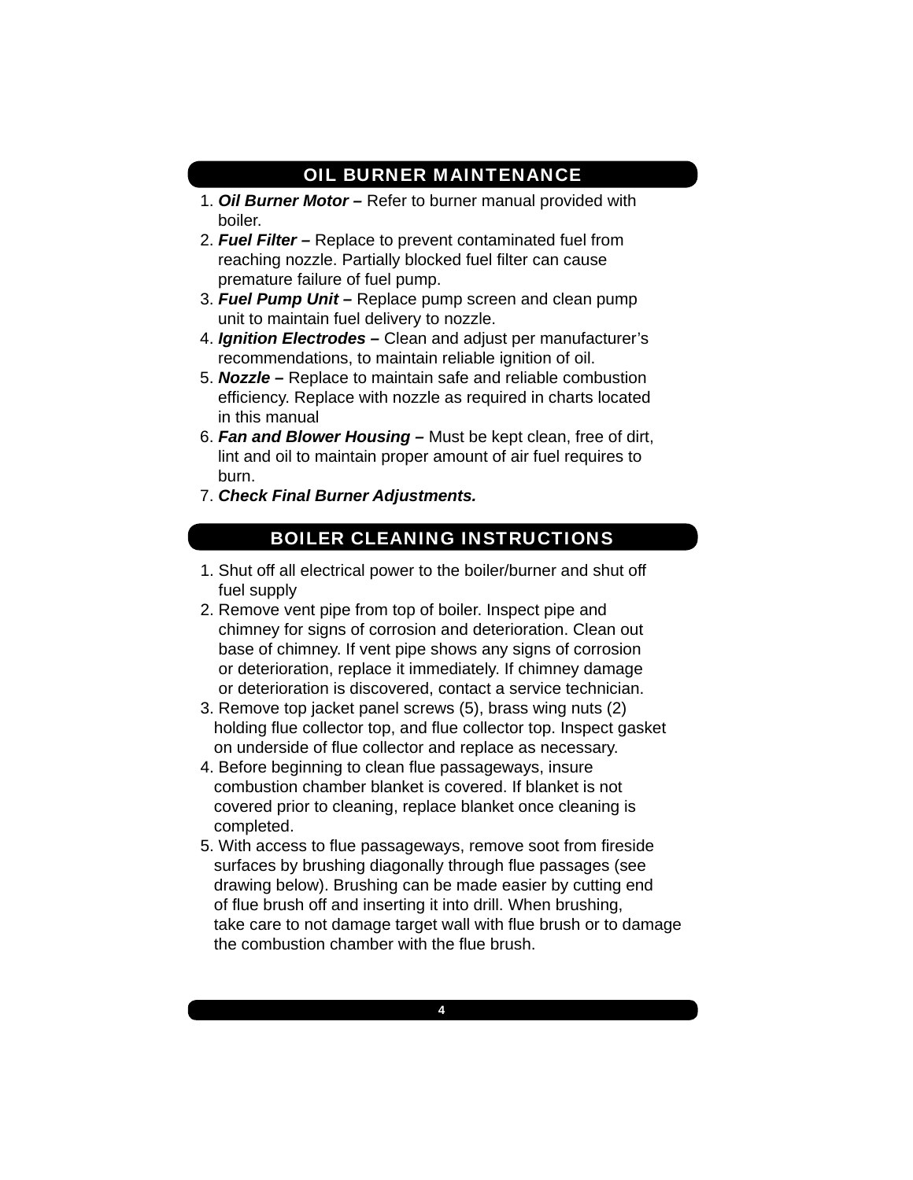## OIL BURNER MAINTENANCE

1. ***Oil Burner Motor –*** Refer to burner manual provided with boiler.
2. ***Fuel Filter –*** Replace to prevent contaminated fuel from reaching nozzle. Partially blocked fuel filter can cause premature failure of fuel pump.
3. ***Fuel Pump Unit –*** Replace pump screen and clean pump unit to maintain fuel delivery to nozzle.
4. ***Ignition Electrodes –*** Clean and adjust per manufacturer's recommendations, to maintain reliable ignition of oil.
5. ***Nozzle –*** Replace to maintain safe and reliable combustion efficiency. Replace with nozzle as required in charts located in this manual
6. ***Fan and Blower Housing –*** Must be kept clean, free of dirt, lint and oil to maintain proper amount of air fuel requires to burn.
7. ***Check Final Burner Adjustments.***

## BOILER CLEANING INSTRUCTIONS

1. Shut off all electrical power to the boiler/burner and shut off fuel supply
2. Remove vent pipe from top of boiler. Inspect pipe and chimney for signs of corrosion and deterioration. Clean out base of chimney. If vent pipe shows any signs of corrosion or deterioration, replace it immediately. If chimney damage or deterioration is discovered, contact a service technician.
3. Remove top jacket panel screws (5), brass wing nuts (2) holding flue collector top, and flue collector top. Inspect gasket on underside of flue collector and replace as necessary.
4. Before beginning to clean flue passageways, insure combustion chamber blanket is covered. If blanket is not covered prior to cleaning, replace blanket once cleaning is completed.
5. With access to flue passageways, remove soot from fireside surfaces by brushing diagonally through flue passages (see drawing below). Brushing can be made easier by cutting end of flue brush off and inserting it into drill. When brushing, take care to not damage target wall with flue brush or to damage the combustion chamber with the flue brush.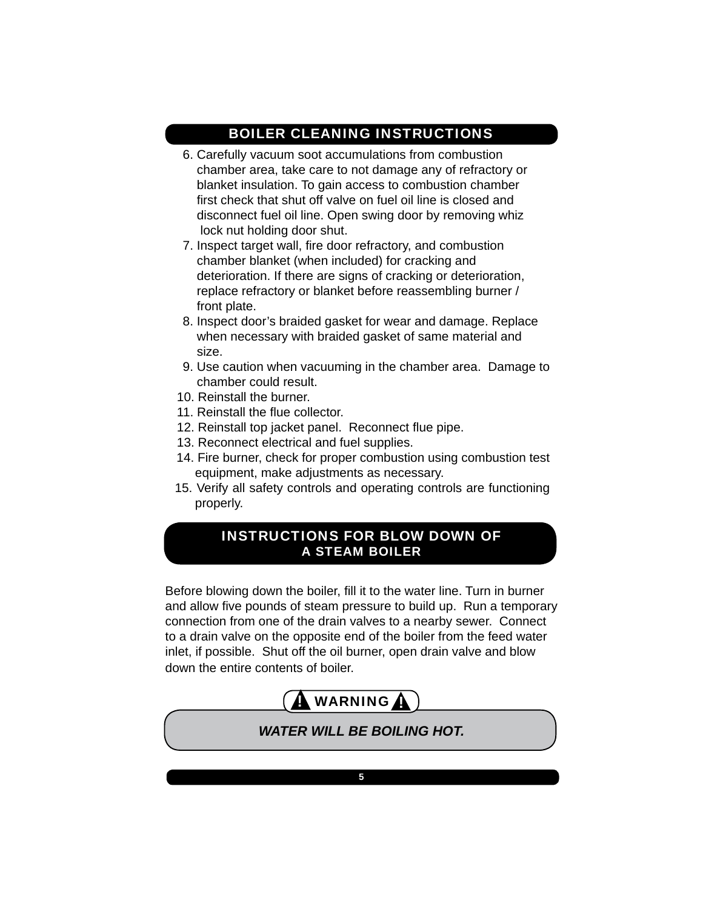## BOILER CLEANING INSTRUCTIONS

6. Carefully vacuum soot accumulations from combustion chamber area, take care to not damage any of refractory or blanket insulation. To gain access to combustion chamber first check that shut off valve on fuel oil line is closed and disconnect fuel oil line. Open swing door by removing whiz lock nut holding door shut.
7. Inspect target wall, fire door refractory, and combustion chamber blanket (when included) for cracking and deterioration. If there are signs of cracking or deterioration, replace refractory or blanket before reassembling burner / front plate.
8. Inspect door's braided gasket for wear and damage. Replace when necessary with braided gasket of same material and size.
9. Use caution when vacuuming in the chamber area. Damage to chamber could result.
10. Reinstall the burner.
11. Reinstall the flue collector.
12. Reinstall top jacket panel. Reconnect flue pipe.
13. Reconnect electrical and fuel supplies.
14. Fire burner, check for proper combustion using combustion test equipment, make adjustments as necessary.
15. Verify all safety controls and operating controls are functioning properly.

## INSTRUCTIONS FOR BLOW DOWN OF A STEAM BOILER

Before blowing down the boiler, fill it to the water line. Turn in burner and allow five pounds of steam pressure to build up. Run a temporary connection from one of the drain valves to a nearby sewer. Connect to a drain valve on the opposite end of the boiler from the feed water inlet, if possible. Shut off the oil burner, open drain valve and blow down the entire contents of boiler.

**! WARNING !**

***WATER WILL BE BOILING HOT.***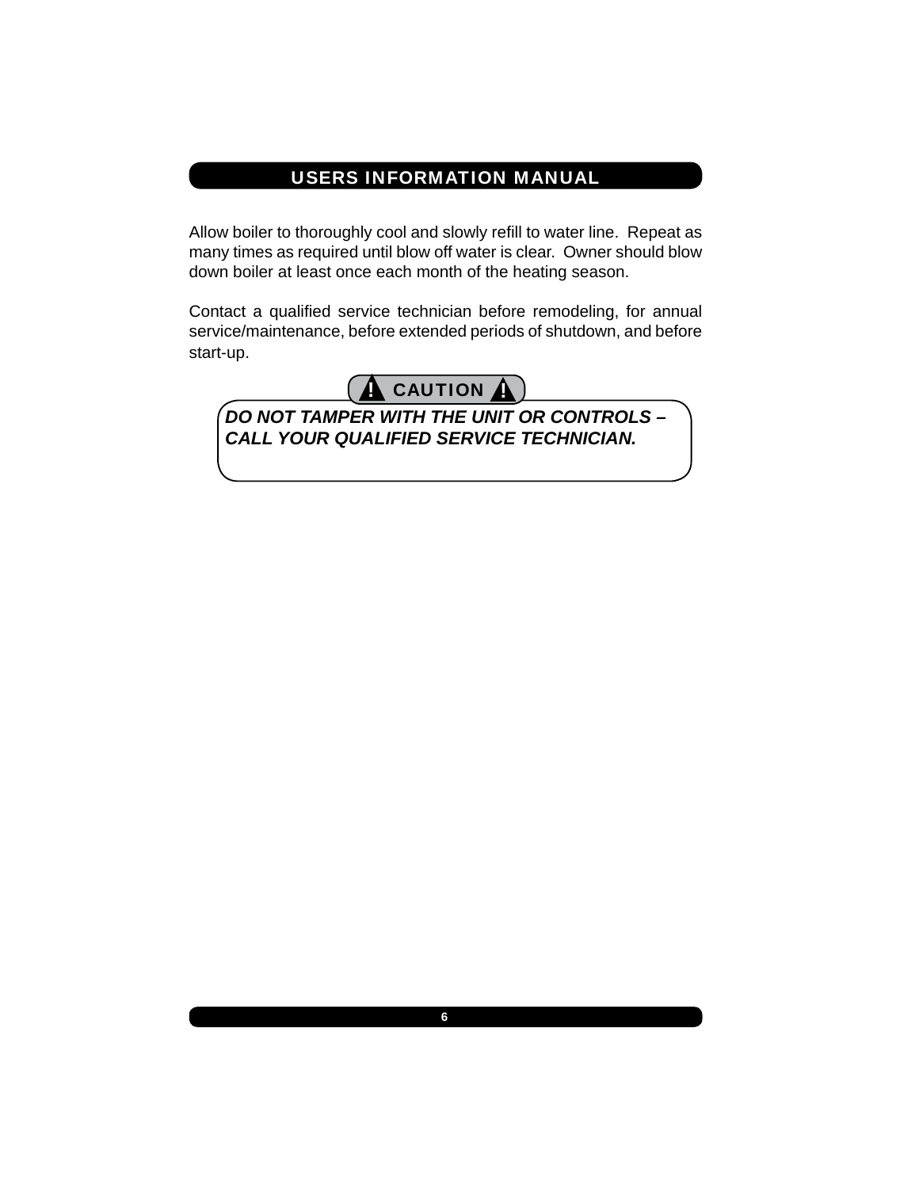Allow boiler to thoroughly cool and slowly refill to water line. Repeat as many times as required until blow off water is clear. Owner should blow down boiler at least once each month of the heating season.

Contact a qualified service technician before remodeling, for annual service/maintenance, before extended periods of shutdown, and before start-up.

**⚠ CAUTION ⚠**

***DO NOT TAMPER WITH THE UNIT OR CONTROLS – CALL YOUR QUALIFIED SERVICE TECHNICIAN.***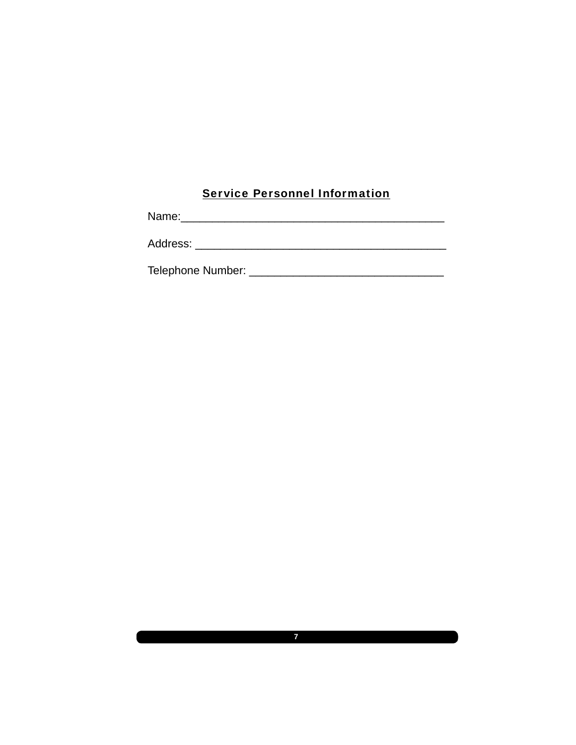## Service Personnel Information

Name:________________________________________

Address: ______________________________________

Telephone Number: ______________________________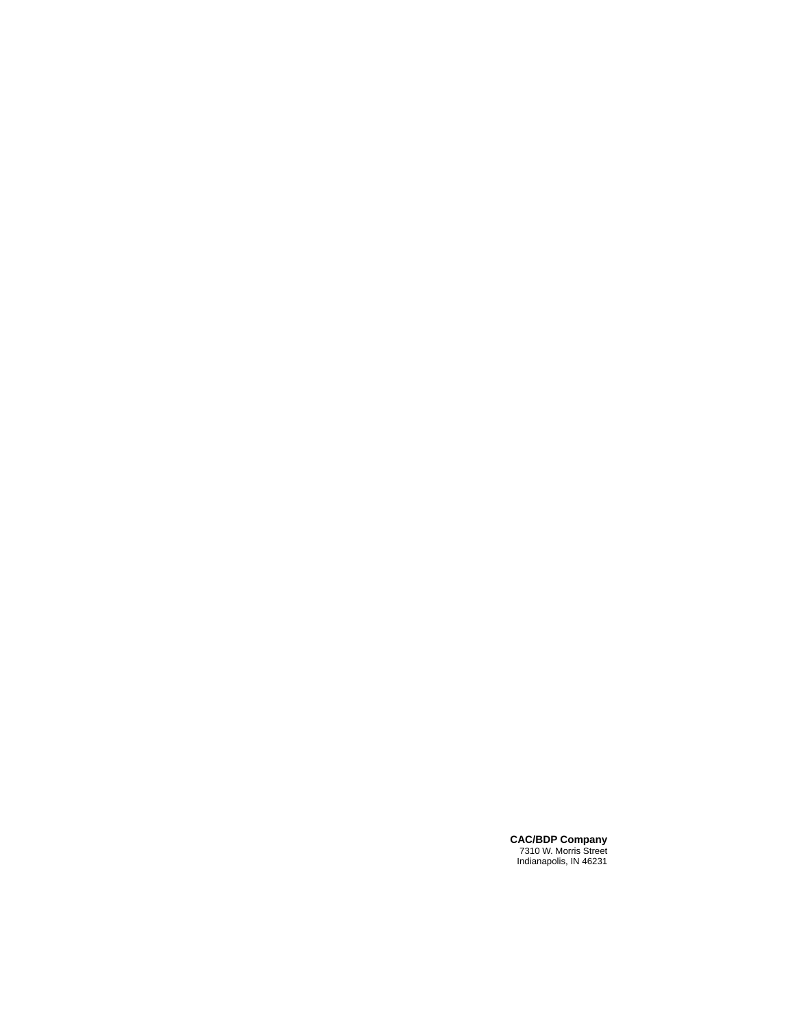**CAC/BDP Company**
7310 W. Morris Street
Indianapolis, IN 46231